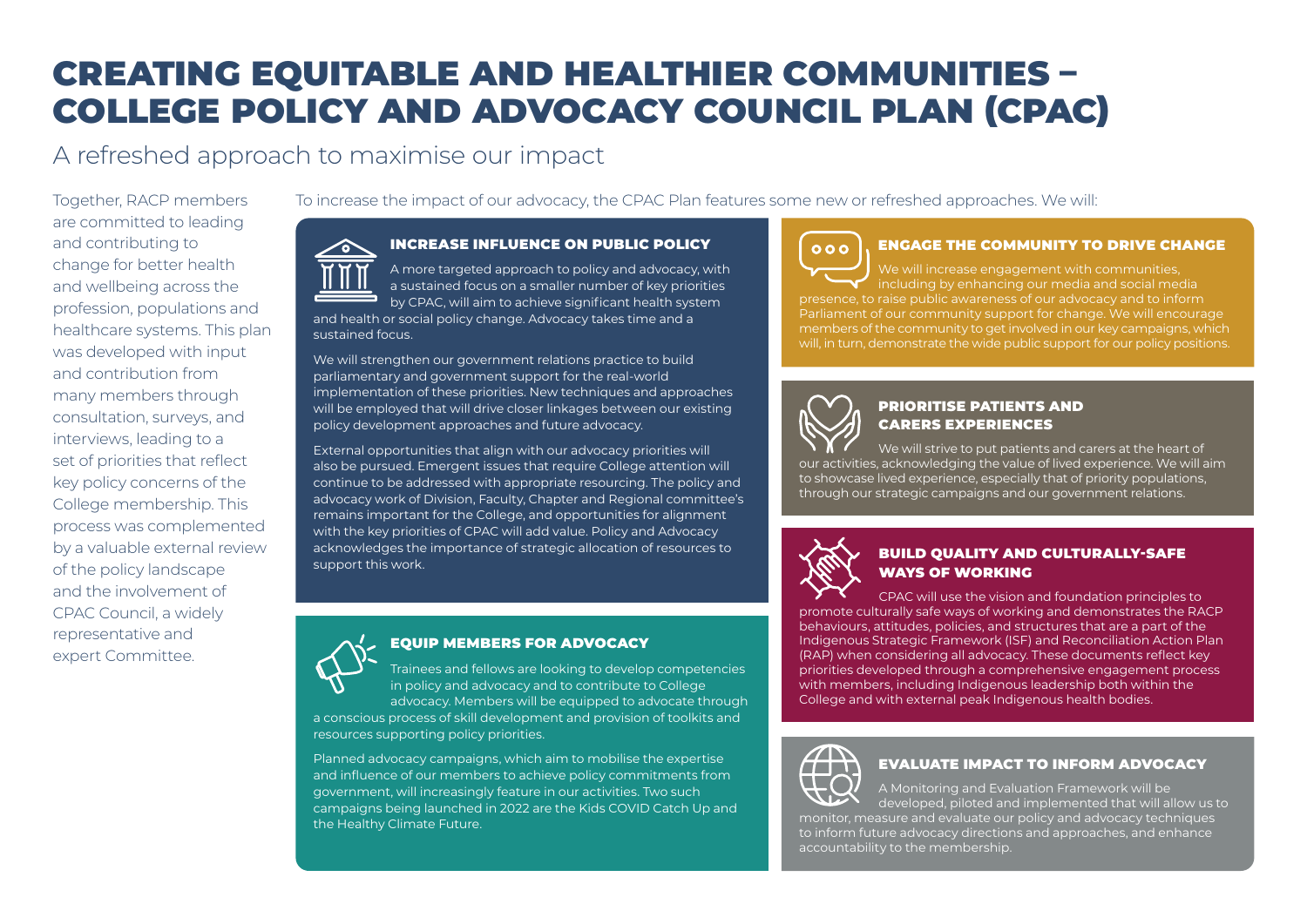# CREATING EQUITABLE AND HEALTHIER COMMUNITIES – COLLEGE POLICY AND ADVOCACY COUNCIL PLAN (CPAC)

## A refreshed approach to maximise our impact

Together, RACP members are committed to leading and contributing to change for better health and wellbeing across the profession, populations and healthcare systems. This plan was developed with input and contribution from many members through consultation, surveys, and interviews, leading to a set of priorities that reflect key policy concerns of the College membership. This process was complemented by a valuable external review of the policy landscape and the involvement of CPAC Council, a widely representative and expert Committee.

To increase the impact of our advocacy, the CPAC Plan features some new or refreshed approaches. We will:

### INCREASE INFLUENCE ON PUBLIC POLICY

A more targeted approach to policy and advocacy, with a sustained focus on a smaller number of key priorities by CPAC, will aim to achieve significant health system and health or social policy change. Advocacy takes time and a sustained focus.

We will strengthen our government relations practice to build parliamentary and government support for the real-world implementation of these priorities. New techniques and approaches will be employed that will drive closer linkages between our existing policy development approaches and future advocacy.

External opportunities that align with our advocacy priorities will also be pursued. Emergent issues that require College attention will continue to be addressed with appropriate resourcing. The policy and advocacy work of Division, Faculty, Chapter and Regional committee's remains important for the College, and opportunities for alignment with the key priorities of CPAC will add value. Policy and Advocacy acknowledges the importance of strategic allocation of resources to support this work.

### EQUIP MEMBERS FOR ADVOCACY

Trainees and fellows are looking to develop competencies in policy and advocacy and to contribute to College advocacy. Members will be equipped to advocate through a conscious process of skill development and provision of toolkits and resources supporting policy priorities.

Planned advocacy campaigns, which aim to mobilise the expertise and influence of our members to achieve policy commitments from government, will increasingly feature in our activities. Two such campaigns being launched in 2022 are the Kids COVID Catch Up and the Healthy Climate Future.

### ENGAGE THE COMMUNITY TO DRIVE CHANGE

We will increase engagement with communities, including by enhancing our media and social media presence, to raise public awareness of our advocacy and to inform Parliament of our community support for change. We will encourage members of the community to get involved in our key campaigns, which will, in turn, demonstrate the wide public support for our policy positions.

### PRIORITISE PATIENTS AND CARERS EXPERIENCES

We will strive to put patients and carers at the heart of our activities, acknowledging the value of lived experience. We will aim to showcase lived experience, especially that of priority populations, through our strategic campaigns and our government relations.

### BUILD QUALITY AND CULTURALLY-SAFE WAYS OF WORKING

CPAC will use the vision and foundation principles to promote culturally safe ways of working and demonstrates the RACP behaviours, attitudes, policies, and structures that are a part of the Indigenous Strategic Framework (ISF) and Reconciliation Action Plan (RAP) when considering all advocacy. These documents reflect key priorities developed through a comprehensive engagement process with members, including Indigenous leadership both within the College and with external peak Indigenous health bodies.

### EVALUATE IMPACT TO INFORM ADVOCACY

A Monitoring and Evaluation Framework will be developed, piloted and implemented that will allow us to monitor, measure and evaluate our policy and advocacy techniques to inform future advocacy directions and approaches, and enhance accountability to the membership.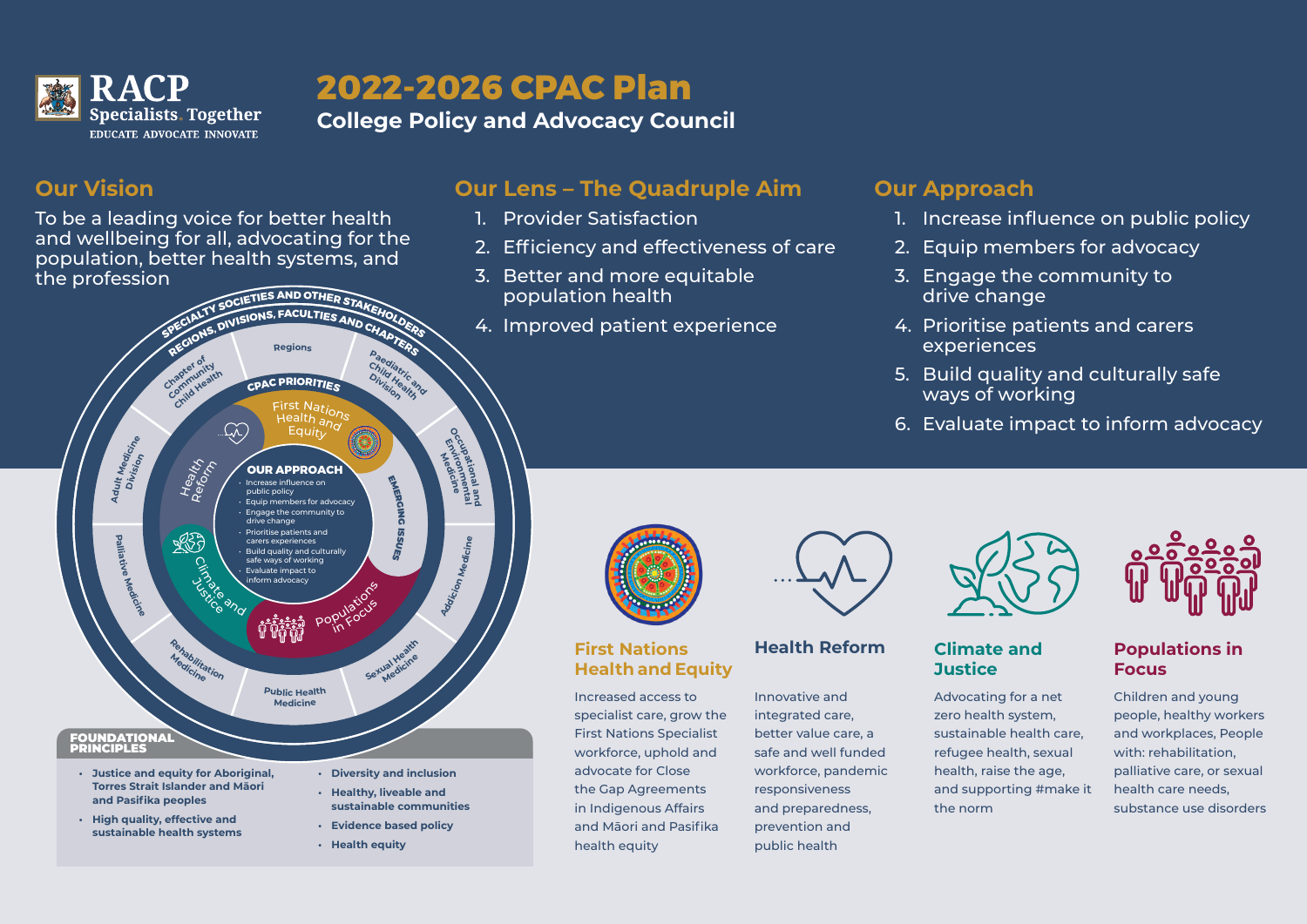RACP
Specialists. Together
EDUCATE ADVOCATE INNOVATE

# 2022-2026 CPAC Plan

## College Policy and Advocacy Council

## Our Vision

To be a leading voice for better health and wellbeing for all, advocating for the population, better health systems, and the profession

## Our Lens – The Quadruple Aim

1. Provider Satisfaction
2. Efficiency and effectiveness of care
3. Better and more equitable population health
4. Improved patient experience

## Our Approach

1. Increase influence on public policy
2. Equip members for advocacy
3. Engage the community to drive change
4. Prioritise patients and carers experiences
5. Build quality and culturally safe ways of working
6. Evaluate impact to inform advocacy

SPECIALTY SOCIETIES AND OTHER STAKEHOLDERS

REGIONS, DIVISIONS, FACULTIES AND CHAPTERS

Regions

Paediatric and Child Health Division

Occupational and Environmental Medicine

Addiction Medicine

Sexual Health Medicine

Public Health Medicine

Rehabilitation Medicine

Palliative Medicine

Adult Medicine Division

Chapter of Community Child Health

CPAC PRIORITIES

First Nations Health and Equity

EMERGING ISSUES

Populations in Focus

Climate and Justice

Health Reform

OUR APPROACH

- Increase influence on public policy
- Equip members for advocacy
- Engage the community to drive change
- Prioritise patients and carers experiences
- Build quality and culturally safe ways of working
- Evaluate impact to inform advocacy

### FOUNDATIONAL PRINCIPLES

- **Justice and equity for Aboriginal, Torres Strait Islander and Māori and Pasifika peoples**
- **High quality, effective and sustainable health systems**
- **Diversity and inclusion**
- **Healthy, liveable and sustainable communities**
- **Evidence based policy**
- **Health equity**

### First Nations Health and Equity

Increased access to specialist care, grow the First Nations Specialist workforce, uphold and advocate for Close the Gap Agreements in Indigenous Affairs and Māori and Pasifika health equity

### Health Reform

Innovative and integrated care, better value care, a safe and well funded workforce, pandemic responsiveness and preparedness, prevention and public health

### Climate and Justice

Advocating for a net zero health system, sustainable health care, refugee health, sexual health, raise the age, and supporting #make it the norm

### Populations in Focus

Children and young people, healthy workers and workplaces, People with: rehabilitation, palliative care, or sexual health care needs, substance use disorders